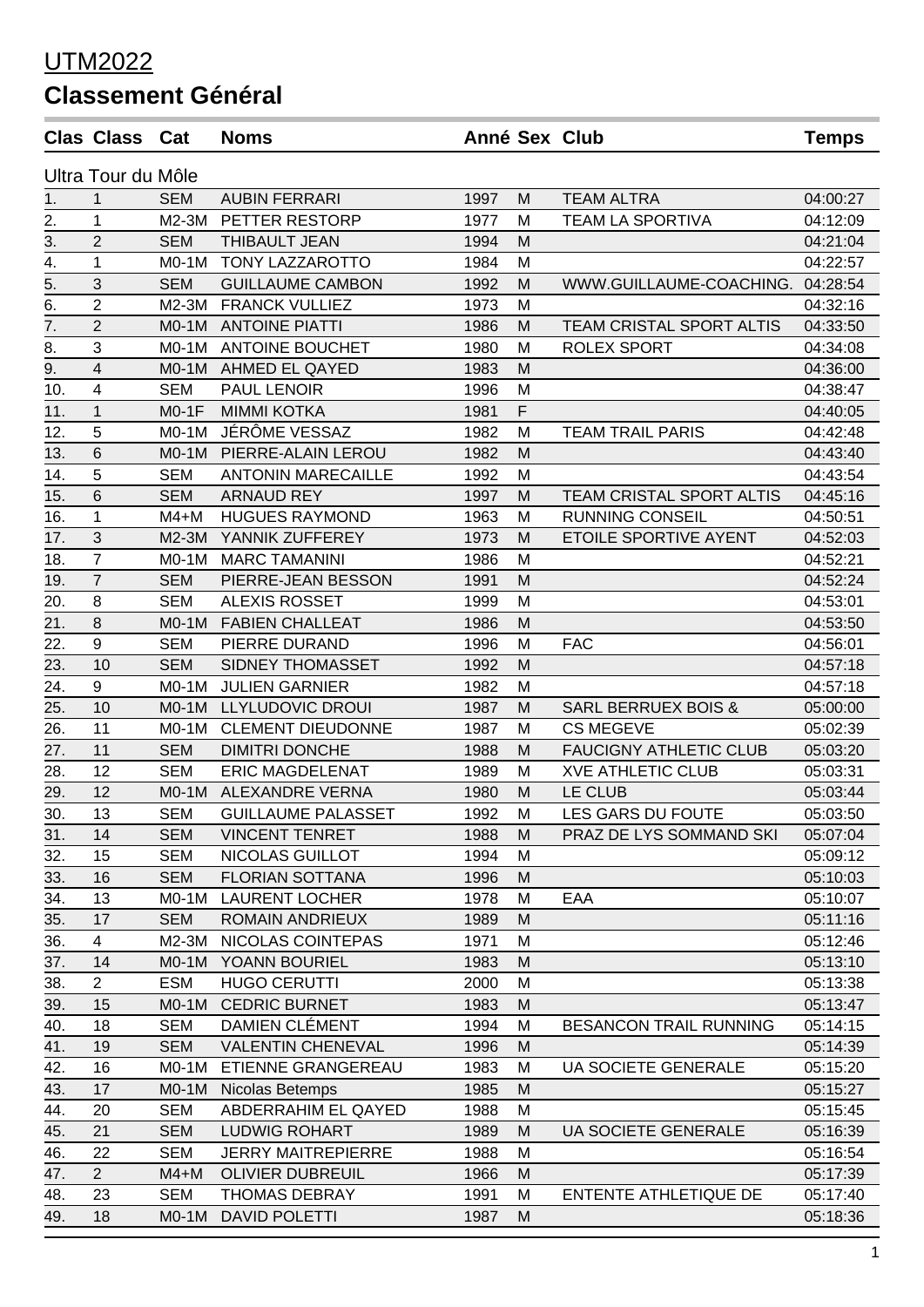# UTM2022

## Classement Général

| Clas | Class | Cat | Noms | Anné | Sex | Club | Temps |
|---|---|---|---|---|---|---|---|
| Ultra Tour du Môle | | | | | | | |
| 1. | 1 | SEM | AUBIN FERRARI | 1997 | M | TEAM ALTRA | 04:00:27 |
| 2. | 1 | M2-3M | PETTER RESTORP | 1977 | M | TEAM LA SPORTIVA | 04:12:09 |
| 3. | 2 | SEM | THIBAULT JEAN | 1994 | M | | 04:21:04 |
| 4. | 1 | M0-1M | TONY LAZZAROTTO | 1984 | M | | 04:22:57 |
| 5. | 3 | SEM | GUILLAUME CAMBON | 1992 | M | WWW.GUILLAUME-COACHING. | 04:28:54 |
| 6. | 2 | M2-3M | FRANCK VULLIEZ | 1973 | M | | 04:32:16 |
| 7. | 2 | M0-1M | ANTOINE PIATTI | 1986 | M | TEAM CRISTAL SPORT ALTIS | 04:33:50 |
| 8. | 3 | M0-1M | ANTOINE BOUCHET | 1980 | M | ROLEX SPORT | 04:34:08 |
| 9. | 4 | M0-1M | AHMED EL QAYED | 1983 | M | | 04:36:00 |
| 10. | 4 | SEM | PAUL LENOIR | 1996 | M | | 04:38:47 |
| 11. | 1 | M0-1F | MIMMI KOTKA | 1981 | F | | 04:40:05 |
| 12. | 5 | M0-1M | JÉRÔME VESSAZ | 1982 | M | TEAM TRAIL PARIS | 04:42:48 |
| 13. | 6 | M0-1M | PIERRE-ALAIN LEROU | 1982 | M | | 04:43:40 |
| 14. | 5 | SEM | ANTONIN MARECAILLE | 1992 | M | | 04:43:54 |
| 15. | 6 | SEM | ARNAUD REY | 1997 | M | TEAM CRISTAL SPORT ALTIS | 04:45:16 |
| 16. | 1 | M4+M | HUGUES RAYMOND | 1963 | M | RUNNING CONSEIL | 04:50:51 |
| 17. | 3 | M2-3M | YANNIK ZUFFEREY | 1973 | M | ETOILE SPORTIVE AYENT | 04:52:03 |
| 18. | 7 | M0-1M | MARC TAMANINI | 1986 | M | | 04:52:21 |
| 19. | 7 | SEM | PIERRE-JEAN BESSON | 1991 | M | | 04:52:24 |
| 20. | 8 | SEM | ALEXIS ROSSET | 1999 | M | | 04:53:01 |
| 21. | 8 | M0-1M | FABIEN CHALLEAT | 1986 | M | | 04:53:50 |
| 22. | 9 | SEM | PIERRE DURAND | 1996 | M | FAC | 04:56:01 |
| 23. | 10 | SEM | SIDNEY THOMASSET | 1992 | M | | 04:57:18 |
| 24. | 9 | M0-1M | JULIEN GARNIER | 1982 | M | | 04:57:18 |
| 25. | 10 | M0-1M | LLYLUDOVIC DROUI | 1987 | M | SARL BERRUEX BOIS & | 05:00:00 |
| 26. | 11 | M0-1M | CLEMENT DIEUDONNE | 1987 | M | CS MEGEVE | 05:02:39 |
| 27. | 11 | SEM | DIMITRI DONCHE | 1988 | M | FAUCIGNY ATHLETIC CLUB | 05:03:20 |
| 28. | 12 | SEM | ERIC MAGDELENAT | 1989 | M | XVE ATHLETIC CLUB | 05:03:31 |
| 29. | 12 | M0-1M | ALEXANDRE VERNA | 1980 | M | LE CLUB | 05:03:44 |
| 30. | 13 | SEM | GUILLAUME PALASSET | 1992 | M | LES GARS DU FOUTE | 05:03:50 |
| 31. | 14 | SEM | VINCENT TENRET | 1988 | M | PRAZ DE LYS SOMMAND SKI | 05:07:04 |
| 32. | 15 | SEM | NICOLAS GUILLOT | 1994 | M | | 05:09:12 |
| 33. | 16 | SEM | FLORIAN SOTTANA | 1996 | M | | 05:10:03 |
| 34. | 13 | M0-1M | LAURENT LOCHER | 1978 | M | EAA | 05:10:07 |
| 35. | 17 | SEM | ROMAIN ANDRIEUX | 1989 | M | | 05:11:16 |
| 36. | 4 | M2-3M | NICOLAS COINTEPAS | 1971 | M | | 05:12:46 |
| 37. | 14 | M0-1M | YOANN BOURIEL | 1983 | M | | 05:13:10 |
| 38. | 2 | ESM | HUGO CERUTTI | 2000 | M | | 05:13:38 |
| 39. | 15 | M0-1M | CEDRIC BURNET | 1983 | M | | 05:13:47 |
| 40. | 18 | SEM | DAMIEN CLÉMENT | 1994 | M | BESANCON TRAIL RUNNING | 05:14:15 |
| 41. | 19 | SEM | VALENTIN CHENEVAL | 1996 | M | | 05:14:39 |
| 42. | 16 | M0-1M | ETIENNE GRANGEREAU | 1983 | M | UA SOCIETE GENERALE | 05:15:20 |
| 43. | 17 | M0-1M | Nicolas Betemps | 1985 | M | | 05:15:27 |
| 44. | 20 | SEM | ABDERRAHIM EL QAYED | 1988 | M | | 05:15:45 |
| 45. | 21 | SEM | LUDWIG ROHART | 1989 | M | UA SOCIETE GENERALE | 05:16:39 |
| 46. | 22 | SEM | JERRY MAITREPIERRE | 1988 | M | | 05:16:54 |
| 47. | 2 | M4+M | OLIVIER DUBREUIL | 1966 | M | | 05:17:39 |
| 48. | 23 | SEM | THOMAS DEBRAY | 1991 | M | ENTENTE ATHLETIQUE DE | 05:17:40 |
| 49. | 18 | M0-1M | DAVID POLETTI | 1987 | M | | 05:18:36 |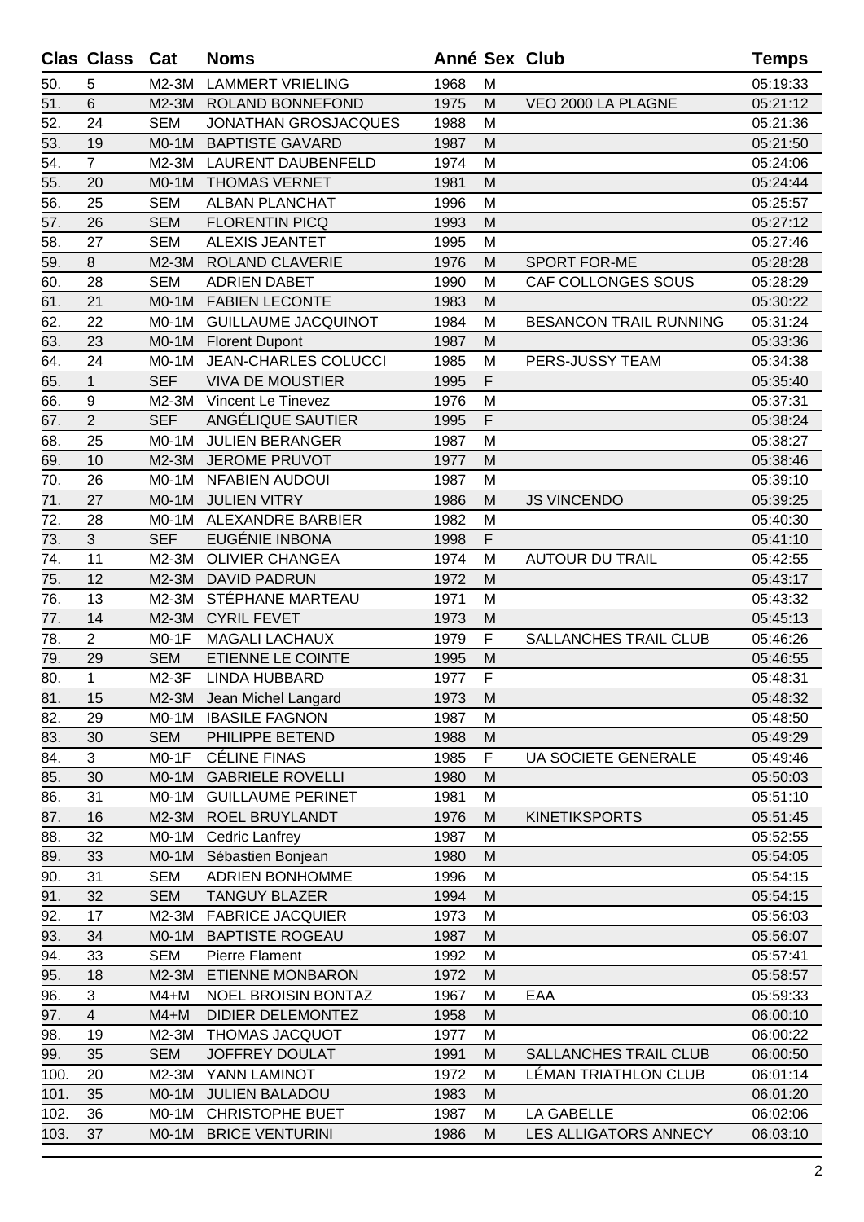| Clas | Class | Cat | Noms | Anné | Sex | Club | Temps |
|---|---|---|---|---|---|---|---|
| 50. | 5 | M2-3M | LAMMERT VRIELING | 1968 | M | | 05:19:33 |
| 51. | 6 | M2-3M | ROLAND BONNEFOND | 1975 | M | VEO 2000 LA PLAGNE | 05:21:12 |
| 52. | 24 | SEM | JONATHAN GROSJACQUES | 1988 | M | | 05:21:36 |
| 53. | 19 | M0-1M | BAPTISTE GAVARD | 1987 | M | | 05:21:50 |
| 54. | 7 | M2-3M | LAURENT DAUBENFELD | 1974 | M | | 05:24:06 |
| 55. | 20 | M0-1M | THOMAS VERNET | 1981 | M | | 05:24:44 |
| 56. | 25 | SEM | ALBAN PLANCHAT | 1996 | M | | 05:25:57 |
| 57. | 26 | SEM | FLORENTIN PICQ | 1993 | M | | 05:27:12 |
| 58. | 27 | SEM | ALEXIS JEANTET | 1995 | M | | 05:27:46 |
| 59. | 8 | M2-3M | ROLAND CLAVERIE | 1976 | M | SPORT FOR-ME | 05:28:28 |
| 60. | 28 | SEM | ADRIEN DABET | 1990 | M | CAF COLLONGES SOUS | 05:28:29 |
| 61. | 21 | M0-1M | FABIEN LECONTE | 1983 | M | | 05:30:22 |
| 62. | 22 | M0-1M | GUILLAUME JACQUINOT | 1984 | M | BESANCON TRAIL RUNNING | 05:31:24 |
| 63. | 23 | M0-1M | Florent Dupont | 1987 | M | | 05:33:36 |
| 64. | 24 | M0-1M | JEAN-CHARLES COLUCCI | 1985 | M | PERS-JUSSY TEAM | 05:34:38 |
| 65. | 1 | SEF | VIVA DE MOUSTIER | 1995 | F | | 05:35:40 |
| 66. | 9 | M2-3M | Vincent Le Tinevez | 1976 | M | | 05:37:31 |
| 67. | 2 | SEF | ANGÉLIQUE SAUTIER | 1995 | F | | 05:38:24 |
| 68. | 25 | M0-1M | JULIEN BERANGER | 1987 | M | | 05:38:27 |
| 69. | 10 | M2-3M | JEROME PRUVOT | 1977 | M | | 05:38:46 |
| 70. | 26 | M0-1M | NFABIEN AUDOUI | 1987 | M | | 05:39:10 |
| 71. | 27 | M0-1M | JULIEN VITRY | 1986 | M | JS VINCENDO | 05:39:25 |
| 72. | 28 | M0-1M | ALEXANDRE BARBIER | 1982 | M | | 05:40:30 |
| 73. | 3 | SEF | EUGÉNIE INBONA | 1998 | F | | 05:41:10 |
| 74. | 11 | M2-3M | OLIVIER CHANGEA | 1974 | M | AUTOUR DU TRAIL | 05:42:55 |
| 75. | 12 | M2-3M | DAVID PADRUN | 1972 | M | | 05:43:17 |
| 76. | 13 | M2-3M | STÉPHANE MARTEAU | 1971 | M | | 05:43:32 |
| 77. | 14 | M2-3M | CYRIL FEVET | 1973 | M | | 05:45:13 |
| 78. | 2 | M0-1F | MAGALI LACHAUX | 1979 | F | SALLANCHES TRAIL CLUB | 05:46:26 |
| 79. | 29 | SEM | ETIENNE LE COINTE | 1995 | M | | 05:46:55 |
| 80. | 1 | M2-3F | LINDA HUBBARD | 1977 | F | | 05:48:31 |
| 81. | 15 | M2-3M | Jean Michel Langard | 1973 | M | | 05:48:32 |
| 82. | 29 | M0-1M | IBASILE FAGNON | 1987 | M | | 05:48:50 |
| 83. | 30 | SEM | PHILIPPE BETEND | 1988 | M | | 05:49:29 |
| 84. | 3 | M0-1F | CÉLINE FINAS | 1985 | F | UA SOCIETE GENERALE | 05:49:46 |
| 85. | 30 | M0-1M | GABRIELE ROVELLI | 1980 | M | | 05:50:03 |
| 86. | 31 | M0-1M | GUILLAUME PERINET | 1981 | M | | 05:51:10 |
| 87. | 16 | M2-3M | ROEL BRUYLANDT | 1976 | M | KINETIKSPORTS | 05:51:45 |
| 88. | 32 | M0-1M | Cedric Lanfrey | 1987 | M | | 05:52:55 |
| 89. | 33 | M0-1M | Sébastien Bonjean | 1980 | M | | 05:54:05 |
| 90. | 31 | SEM | ADRIEN BONHOMME | 1996 | M | | 05:54:15 |
| 91. | 32 | SEM | TANGUY BLAZER | 1994 | M | | 05:54:15 |
| 92. | 17 | M2-3M | FABRICE JACQUIER | 1973 | M | | 05:56:03 |
| 93. | 34 | M0-1M | BAPTISTE ROGEAU | 1987 | M | | 05:56:07 |
| 94. | 33 | SEM | Pierre Flament | 1992 | M | | 05:57:41 |
| 95. | 18 | M2-3M | ETIENNE MONBARON | 1972 | M | | 05:58:57 |
| 96. | 3 | M4+M | NOEL BROISIN BONTAZ | 1967 | M | EAA | 05:59:33 |
| 97. | 4 | M4+M | DIDIER DELEMONTEZ | 1958 | M | | 06:00:10 |
| 98. | 19 | M2-3M | THOMAS JACQUOT | 1977 | M | | 06:00:22 |
| 99. | 35 | SEM | JOFFREY DOULAT | 1991 | M | SALLANCHES TRAIL CLUB | 06:00:50 |
| 100. | 20 | M2-3M | YANN LAMINOT | 1972 | M | LÉMAN TRIATHLON CLUB | 06:01:14 |
| 101. | 35 | M0-1M | JULIEN BALADOU | 1983 | M | | 06:01:20 |
| 102. | 36 | M0-1M | CHRISTOPHE BUET | 1987 | M | LA GABELLE | 06:02:06 |
| 103. | 37 | M0-1M | BRICE VENTURINI | 1986 | M | LES ALLIGATORS ANNECY | 06:03:10 |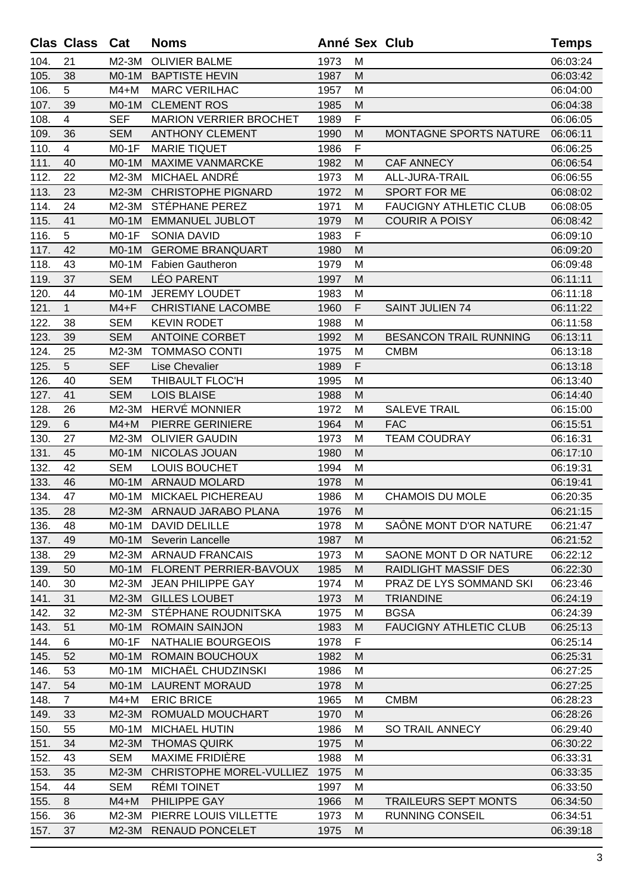| Clas | Class | Cat | Noms | Anné | Sex | Club | Temps |
|---|---|---|---|---|---|---|---|
| 104. | 21 | M2-3M | OLIVIER BALME | 1973 | M | | 06:03:24 |
| 105. | 38 | M0-1M | BAPTISTE HEVIN | 1987 | M | | 06:03:42 |
| 106. | 5 | M4+M | MARC VERILHAC | 1957 | M | | 06:04:00 |
| 107. | 39 | M0-1M | CLEMENT ROS | 1985 | M | | 06:04:38 |
| 108. | 4 | SEF | MARION VERRIER BROCHET | 1989 | F | | 06:06:05 |
| 109. | 36 | SEM | ANTHONY CLEMENT | 1990 | M | MONTAGNE SPORTS NATURE | 06:06:11 |
| 110. | 4 | M0-1F | MARIE TIQUET | 1986 | F | | 06:06:25 |
| 111. | 40 | M0-1M | MAXIME VANMARCKE | 1982 | M | CAF ANNECY | 06:06:54 |
| 112. | 22 | M2-3M | MICHAEL ANDRÉ | 1973 | M | ALL-JURA-TRAIL | 06:06:55 |
| 113. | 23 | M2-3M | CHRISTOPHE PIGNARD | 1972 | M | SPORT FOR ME | 06:08:02 |
| 114. | 24 | M2-3M | STÉPHANE PEREZ | 1971 | M | FAUCIGNY ATHLETIC CLUB | 06:08:05 |
| 115. | 41 | M0-1M | EMMANUEL JUBLOT | 1979 | M | COURIR A POISY | 06:08:42 |
| 116. | 5 | M0-1F | SONIA DAVID | 1983 | F | | 06:09:10 |
| 117. | 42 | M0-1M | GEROME BRANQUART | 1980 | M | | 06:09:20 |
| 118. | 43 | M0-1M | Fabien Gautheron | 1979 | M | | 06:09:48 |
| 119. | 37 | SEM | LÉO PARENT | 1997 | M | | 06:11:11 |
| 120. | 44 | M0-1M | JEREMY LOUDET | 1983 | M | | 06:11:18 |
| 121. | 1 | M4+F | CHRISTIANE LACOMBE | 1960 | F | SAINT JULIEN 74 | 06:11:22 |
| 122. | 38 | SEM | KEVIN RODET | 1988 | M | | 06:11:58 |
| 123. | 39 | SEM | ANTOINE CORBET | 1992 | M | BESANCON TRAIL RUNNING | 06:13:11 |
| 124. | 25 | M2-3M | TOMMASO CONTI | 1975 | M | CMBM | 06:13:18 |
| 125. | 5 | SEF | Lise Chevalier | 1989 | F | | 06:13:18 |
| 126. | 40 | SEM | THIBAULT FLOC'H | 1995 | M | | 06:13:40 |
| 127. | 41 | SEM | LOIS BLAISE | 1988 | M | | 06:14:40 |
| 128. | 26 | M2-3M | HERVÉ MONNIER | 1972 | M | SALEVE TRAIL | 06:15:00 |
| 129. | 6 | M4+M | PIERRE GERINIERE | 1964 | M | FAC | 06:15:51 |
| 130. | 27 | M2-3M | OLIVIER GAUDIN | 1973 | M | TEAM COUDRAY | 06:16:31 |
| 131. | 45 | M0-1M | NICOLAS JOUAN | 1980 | M | | 06:17:10 |
| 132. | 42 | SEM | LOUIS BOUCHET | 1994 | M | | 06:19:31 |
| 133. | 46 | M0-1M | ARNAUD MOLARD | 1978 | M | | 06:19:41 |
| 134. | 47 | M0-1M | MICKAEL PICHEREAU | 1986 | M | CHAMOIS DU MOLE | 06:20:35 |
| 135. | 28 | M2-3M | ARNAUD JARABO PLANA | 1976 | M | | 06:21:15 |
| 136. | 48 | M0-1M | DAVID DELILLE | 1978 | M | SAÔNE MONT D'OR NATURE | 06:21:47 |
| 137. | 49 | M0-1M | Severin Lancelle | 1987 | M | | 06:21:52 |
| 138. | 29 | M2-3M | ARNAUD FRANCAIS | 1973 | M | SAONE MONT D OR NATURE | 06:22:12 |
| 139. | 50 | M0-1M | FLORENT PERRIER-BAVOUX | 1985 | M | RAIDLIGHT MASSIF DES | 06:22:30 |
| 140. | 30 | M2-3M | JEAN PHILIPPE GAY | 1974 | M | PRAZ DE LYS SOMMAND SKI | 06:23:46 |
| 141. | 31 | M2-3M | GILLES LOUBET | 1973 | M | TRIANDINE | 06:24:19 |
| 142. | 32 | M2-3M | STÉPHANE ROUDNITSKA | 1975 | M | BGSA | 06:24:39 |
| 143. | 51 | M0-1M | ROMAIN SAINJON | 1983 | M | FAUCIGNY ATHLETIC CLUB | 06:25:13 |
| 144. | 6 | M0-1F | NATHALIE BOURGEOIS | 1978 | F | | 06:25:14 |
| 145. | 52 | M0-1M | ROMAIN BOUCHOUX | 1982 | M | | 06:25:31 |
| 146. | 53 | M0-1M | MICHAËL CHUDZINSKI | 1986 | M | | 06:27:25 |
| 147. | 54 | M0-1M | LAURENT MORAUD | 1978 | M | | 06:27:25 |
| 148. | 7 | M4+M | ERIC BRICE | 1965 | M | CMBM | 06:28:23 |
| 149. | 33 | M2-3M | ROMUALD MOUCHART | 1970 | M | | 06:28:26 |
| 150. | 55 | M0-1M | MICHAEL HUTIN | 1986 | M | SO TRAIL ANNECY | 06:29:40 |
| 151. | 34 | M2-3M | THOMAS QUIRK | 1975 | M | | 06:30:22 |
| 152. | 43 | SEM | MAXIME FRIDIÈRE | 1988 | M | | 06:33:31 |
| 153. | 35 | M2-3M | CHRISTOPHE MOREL-VULLIEZ | 1975 | M | | 06:33:35 |
| 154. | 44 | SEM | RÉMI TOINET | 1997 | M | | 06:33:50 |
| 155. | 8 | M4+M | PHILIPPE GAY | 1966 | M | TRAILEURS SEPT MONTS | 06:34:50 |
| 156. | 36 | M2-3M | PIERRE LOUIS VILLETTE | 1973 | M | RUNNING CONSEIL | 06:34:51 |
| 157. | 37 | M2-3M | RENAUD PONCELET | 1975 | M | | 06:39:18 |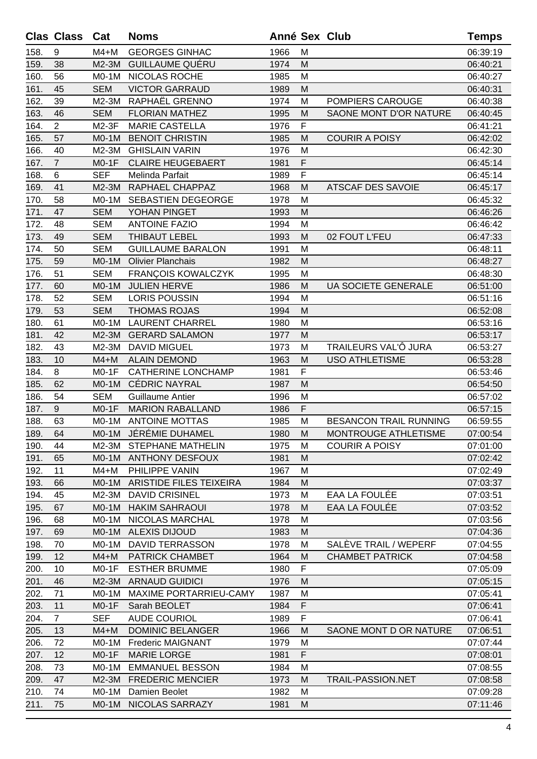| Clas | Class | Cat | Noms | Anné | Sex | Club | Temps |
|---|---|---|---|---|---|---|---|
| 158. | 9 | M4+M | GEORGES GINHAC | 1966 | M | | 06:39:19 |
| 159. | 38 | M2-3M | GUILLAUME QUÉRU | 1974 | M | | 06:40:21 |
| 160. | 56 | M0-1M | NICOLAS ROCHE | 1985 | M | | 06:40:27 |
| 161. | 45 | SEM | VICTOR GARRAUD | 1989 | M | | 06:40:31 |
| 162. | 39 | M2-3M | RAPHAËL GRENNO | 1974 | M | POMPIERS CAROUGE | 06:40:38 |
| 163. | 46 | SEM | FLORIAN MATHEZ | 1995 | M | SAONE MONT D'OR NATURE | 06:40:45 |
| 164. | 2 | M2-3F | MARIE CASTELLA | 1976 | F | | 06:41:21 |
| 165. | 57 | M0-1M | BENOIT CHRISTIN | 1985 | M | COURIR A POISY | 06:42:02 |
| 166. | 40 | M2-3M | GHISLAIN VARIN | 1976 | M | | 06:42:30 |
| 167. | 7 | M0-1F | CLAIRE HEUGEBAERT | 1981 | F | | 06:45:14 |
| 168. | 6 | SEF | Melinda Parfait | 1989 | F | | 06:45:14 |
| 169. | 41 | M2-3M | RAPHAEL CHAPPAZ | 1968 | M | ATSCAF DES SAVOIE | 06:45:17 |
| 170. | 58 | M0-1M | SEBASTIEN DEGEORGE | 1978 | M | | 06:45:32 |
| 171. | 47 | SEM | YOHAN PINGET | 1993 | M | | 06:46:26 |
| 172. | 48 | SEM | ANTOINE FAZIO | 1994 | M | | 06:46:42 |
| 173. | 49 | SEM | THIBAUT LEBEL | 1993 | M | 02 FOUT L'FEU | 06:47:33 |
| 174. | 50 | SEM | GUILLAUME BARALON | 1991 | M | | 06:48:11 |
| 175. | 59 | M0-1M | Olivier Planchais | 1982 | M | | 06:48:27 |
| 176. | 51 | SEM | FRANÇOIS KOWALCZYK | 1995 | M | | 06:48:30 |
| 177. | 60 | M0-1M | JULIEN HERVE | 1986 | M | UA SOCIETE GENERALE | 06:51:00 |
| 178. | 52 | SEM | LORIS POUSSIN | 1994 | M | | 06:51:16 |
| 179. | 53 | SEM | THOMAS ROJAS | 1994 | M | | 06:52:08 |
| 180. | 61 | M0-1M | LAURENT CHARREL | 1980 | M | | 06:53:16 |
| 181. | 42 | M2-3M | GERARD SALAMON | 1977 | M | | 06:53:17 |
| 182. | 43 | M2-3M | DAVID MIGUEL | 1973 | M | TRAILEURS VAL'Ô JURA | 06:53:27 |
| 183. | 10 | M4+M | ALAIN DEMOND | 1963 | M | USO ATHLETISME | 06:53:28 |
| 184. | 8 | M0-1F | CATHERINE LONCHAMP | 1981 | F | | 06:53:46 |
| 185. | 62 | M0-1M | CÉDRIC NAYRAL | 1987 | M | | 06:54:50 |
| 186. | 54 | SEM | Guillaume Antier | 1996 | M | | 06:57:02 |
| 187. | 9 | M0-1F | MARION RABALLAND | 1986 | F | | 06:57:15 |
| 188. | 63 | M0-1M | ANTOINE MOTTAS | 1985 | M | BESANCON TRAIL RUNNING | 06:59:55 |
| 189. | 64 | M0-1M | JÉRÉMIE DUHAMEL | 1980 | M | MONTROUGE ATHLETISME | 07:00:54 |
| 190. | 44 | M2-3M | STEPHANE MATHELIN | 1975 | M | COURIR A POISY | 07:01:00 |
| 191. | 65 | M0-1M | ANTHONY DESFOUX | 1981 | M | | 07:02:42 |
| 192. | 11 | M4+M | PHILIPPE VANIN | 1967 | M | | 07:02:49 |
| 193. | 66 | M0-1M | ARISTIDE FILES TEIXEIRA | 1984 | M | | 07:03:37 |
| 194. | 45 | M2-3M | DAVID CRISINEL | 1973 | M | EAA LA FOULÉE | 07:03:51 |
| 195. | 67 | M0-1M | HAKIM SAHRAOUI | 1978 | M | EAA LA FOULÉE | 07:03:52 |
| 196. | 68 | M0-1M | NICOLAS MARCHAL | 1978 | M | | 07:03:56 |
| 197. | 69 | M0-1M | ALEXIS DIJOUD | 1983 | M | | 07:04:36 |
| 198. | 70 | M0-1M | DAVID TERRASSON | 1978 | M | SALÈVE TRAIL / WEPERF | 07:04:55 |
| 199. | 12 | M4+M | PATRICK CHAMBET | 1964 | M | CHAMBET PATRICK | 07:04:58 |
| 200. | 10 | M0-1F | ESTHER BRUMME | 1980 | F | | 07:05:09 |
| 201. | 46 | M2-3M | ARNAUD GUIDICI | 1976 | M | | 07:05:15 |
| 202. | 71 | M0-1M | MAXIME PORTARRIEU-CAMY | 1987 | M | | 07:05:41 |
| 203. | 11 | M0-1F | Sarah BEOLET | 1984 | F | | 07:06:41 |
| 204. | 7 | SEF | AUDE COURIOL | 1989 | F | | 07:06:41 |
| 205. | 13 | M4+M | DOMINIC BELANGER | 1966 | M | SAONE MONT D OR NATURE | 07:06:51 |
| 206. | 72 | M0-1M | Frederic MAIGNANT | 1979 | M | | 07:07:44 |
| 207. | 12 | M0-1F | MARIE LORGE | 1981 | F | | 07:08:01 |
| 208. | 73 | M0-1M | EMMANUEL BESSON | 1984 | M | | 07:08:55 |
| 209. | 47 | M2-3M | FREDERIC MENCIER | 1973 | M | TRAIL-PASSION.NET | 07:08:58 |
| 210. | 74 | M0-1M | Damien Beolet | 1982 | M | | 07:09:28 |
| 211. | 75 | M0-1M | NICOLAS SARRAZY | 1981 | M | | 07:11:46 |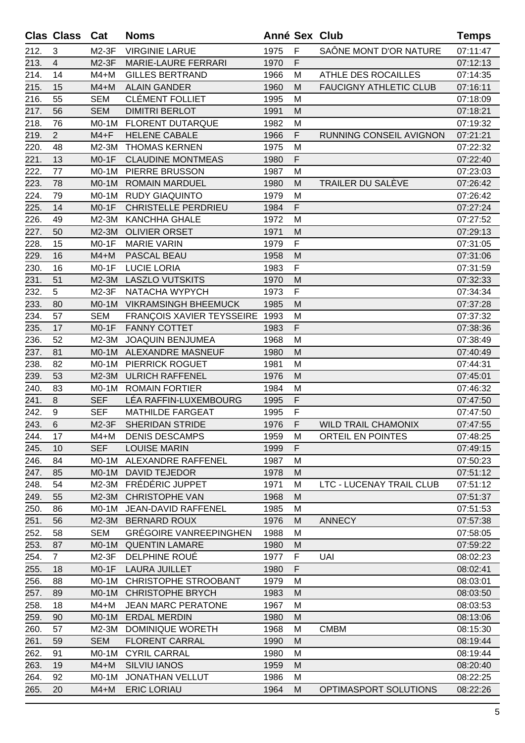| Clas | Class | Cat | Noms | Anné | Sex | Club | Temps |
|---|---|---|---|---|---|---|---|
| 212. | 3 | M2-3F | VIRGINIE LARUE | 1975 | F | SAÔNE MONT D'OR NATURE | 07:11:47 |
| 213. | 4 | M2-3F | MARIE-LAURE FERRARI | 1970 | F | | 07:12:13 |
| 214. | 14 | M4+M | GILLES BERTRAND | 1966 | M | ATHLE DES ROCAILLES | 07:14:35 |
| 215. | 15 | M4+M | ALAIN GANDER | 1960 | M | FAUCIGNY ATHLETIC CLUB | 07:16:11 |
| 216. | 55 | SEM | CLÉMENT FOLLIET | 1995 | M | | 07:18:09 |
| 217. | 56 | SEM | DIMITRI BERLOT | 1991 | M | | 07:18:21 |
| 218. | 76 | M0-1M | FLORENT DUTARQUE | 1982 | M | | 07:19:32 |
| 219. | 2 | M4+F | HELENE CABALE | 1966 | F | RUNNING CONSEIL AVIGNON | 07:21:21 |
| 220. | 48 | M2-3M | THOMAS KERNEN | 1975 | M | | 07:22:32 |
| 221. | 13 | M0-1F | CLAUDINE MONTMEAS | 1980 | F | | 07:22:40 |
| 222. | 77 | M0-1M | PIERRE BRUSSON | 1987 | M | | 07:23:03 |
| 223. | 78 | M0-1M | ROMAIN MARDUEL | 1980 | M | TRAILER DU SALÈVE | 07:26:42 |
| 224. | 79 | M0-1M | RUDY GIAQUINTO | 1979 | M | | 07:26:42 |
| 225. | 14 | M0-1F | CHRISTELLE PERDRIEU | 1984 | F | | 07:27:24 |
| 226. | 49 | M2-3M | KANCHHA GHALE | 1972 | M | | 07:27:52 |
| 227. | 50 | M2-3M | OLIVIER ORSET | 1971 | M | | 07:29:13 |
| 228. | 15 | M0-1F | MARIE VARIN | 1979 | F | | 07:31:05 |
| 229. | 16 | M4+M | PASCAL BEAU | 1958 | M | | 07:31:06 |
| 230. | 16 | M0-1F | LUCIE LORIA | 1983 | F | | 07:31:59 |
| 231. | 51 | M2-3M | LASZLO VUTSKITS | 1970 | M | | 07:32:33 |
| 232. | 5 | M2-3F | NATACHA WYPYCH | 1973 | F | | 07:34:34 |
| 233. | 80 | M0-1M | VIKRAMSINGH BHEEMUCK | 1985 | M | | 07:37:28 |
| 234. | 57 | SEM | FRANÇOIS XAVIER TEYSSEIRE | 1993 | M | | 07:37:32 |
| 235. | 17 | M0-1F | FANNY COTTET | 1983 | F | | 07:38:36 |
| 236. | 52 | M2-3M | JOAQUIN BENJUMEA | 1968 | M | | 07:38:49 |
| 237. | 81 | M0-1M | ALEXANDRE MASNEUF | 1980 | M | | 07:40:49 |
| 238. | 82 | M0-1M | PIERRICK ROGUET | 1981 | M | | 07:44:31 |
| 239. | 53 | M2-3M | ULRICH RAFFENEL | 1976 | M | | 07:45:01 |
| 240. | 83 | M0-1M | ROMAIN FORTIER | 1984 | M | | 07:46:32 |
| 241. | 8 | SEF | LÉA RAFFIN-LUXEMBOURG | 1995 | F | | 07:47:50 |
| 242. | 9 | SEF | MATHILDE FARGEAT | 1995 | F | | 07:47:50 |
| 243. | 6 | M2-3F | SHERIDAN STRIDE | 1976 | F | WILD TRAIL CHAMONIX | 07:47:55 |
| 244. | 17 | M4+M | DENIS DESCAMPS | 1959 | M | ORTEIL EN POINTES | 07:48:25 |
| 245. | 10 | SEF | LOUISE MARIN | 1999 | F | | 07:49:15 |
| 246. | 84 | M0-1M | ALEXANDRE RAFFENEL | 1987 | M | | 07:50:23 |
| 247. | 85 | M0-1M | DAVID TEJEDOR | 1978 | M | | 07:51:12 |
| 248. | 54 | M2-3M | FRÉDÉRIC JUPPET | 1971 | M | LTC - LUCENAY TRAIL CLUB | 07:51:12 |
| 249. | 55 | M2-3M | CHRISTOPHE VAN | 1968 | M | | 07:51:37 |
| 250. | 86 | M0-1M | JEAN-DAVID RAFFENEL | 1985 | M | | 07:51:53 |
| 251. | 56 | M2-3M | BERNARD ROUX | 1976 | M | ANNECY | 07:57:38 |
| 252. | 58 | SEM | GRÉGOIRE VANREEPINGHEN | 1988 | M | | 07:58:05 |
| 253. | 87 | M0-1M | QUENTIN LAMARE | 1980 | M | | 07:59:22 |
| 254. | 7 | M2-3F | DELPHINE ROUÉ | 1977 | F | UAI | 08:02:23 |
| 255. | 18 | M0-1F | LAURA JUILLET | 1980 | F | | 08:02:41 |
| 256. | 88 | M0-1M | CHRISTOPHE STROOBANT | 1979 | M | | 08:03:01 |
| 257. | 89 | M0-1M | CHRISTOPHE BRYCH | 1983 | M | | 08:03:50 |
| 258. | 18 | M4+M | JEAN MARC PERATONE | 1967 | M | | 08:03:53 |
| 259. | 90 | M0-1M | ERDAL MERDIN | 1980 | M | | 08:13:06 |
| 260. | 57 | M2-3M | DOMINIQUE WORETH | 1968 | M | CMBM | 08:15:30 |
| 261. | 59 | SEM | FLORENT CARRAL | 1990 | M | | 08:19:44 |
| 262. | 91 | M0-1M | CYRIL CARRAL | 1980 | M | | 08:19:44 |
| 263. | 19 | M4+M | SILVIU IANOS | 1959 | M | | 08:20:40 |
| 264. | 92 | M0-1M | JONATHAN VELLUT | 1986 | M | | 08:22:25 |
| 265. | 20 | M4+M | ERIC LORIAU | 1964 | M | OPTIMASPORT SOLUTIONS | 08:22:26 |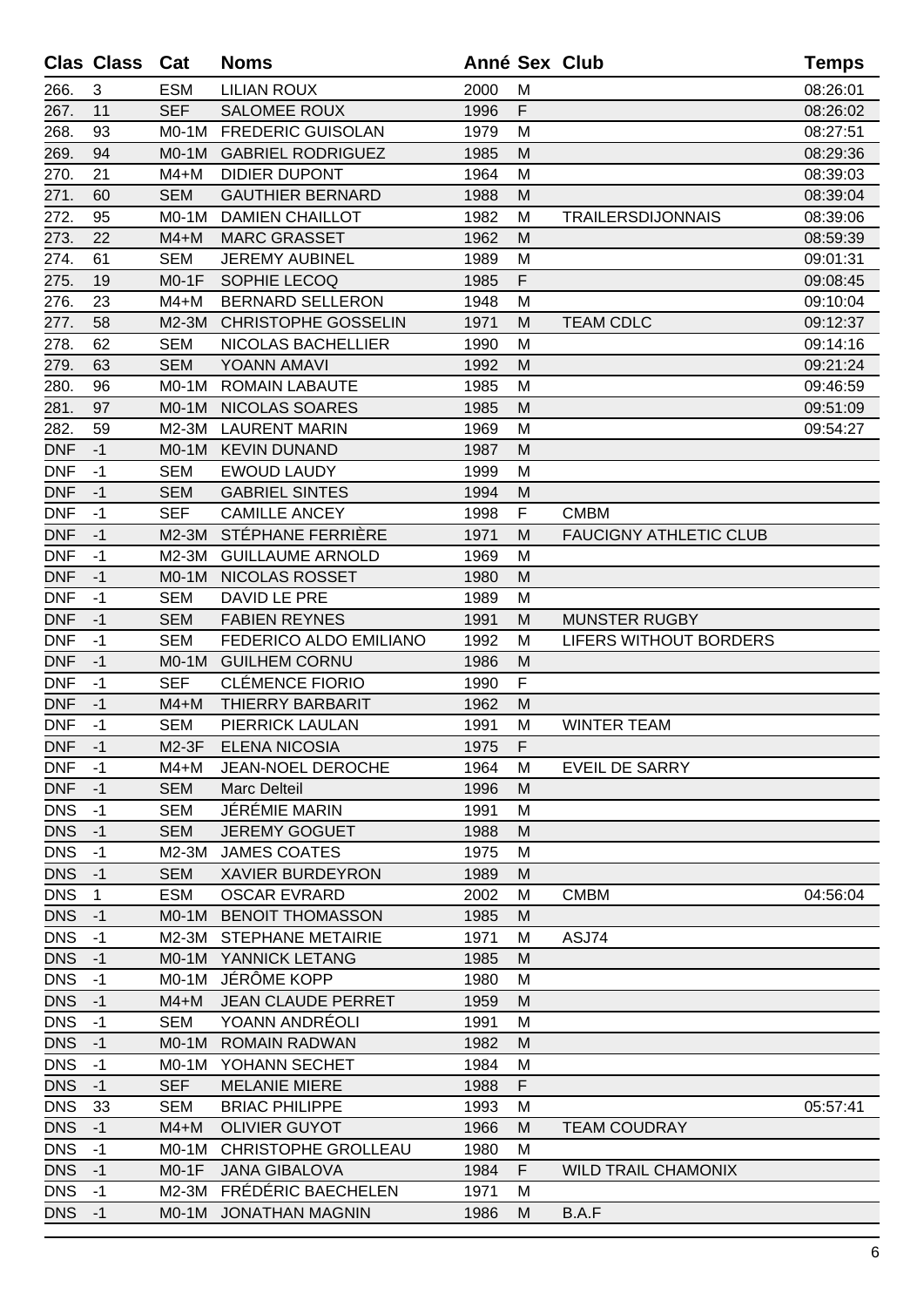| Clas | Class | Cat | Noms | Anné | Sex | Club | Temps |
|---|---|---|---|---|---|---|---|
| 266. | 3 | ESM | LILIAN ROUX | 2000 | M | | 08:26:01 |
| 267. | 11 | SEF | SALOMEE ROUX | 1996 | F | | 08:26:02 |
| 268. | 93 | M0-1M | FREDERIC GUISOLAN | 1979 | M | | 08:27:51 |
| 269. | 94 | M0-1M | GABRIEL RODRIGUEZ | 1985 | M | | 08:29:36 |
| 270. | 21 | M4+M | DIDIER DUPONT | 1964 | M | | 08:39:03 |
| 271. | 60 | SEM | GAUTHIER BERNARD | 1988 | M | | 08:39:04 |
| 272. | 95 | M0-1M | DAMIEN CHAILLOT | 1982 | M | TRAILERSDIJONNAIS | 08:39:06 |
| 273. | 22 | M4+M | MARC GRASSET | 1962 | M | | 08:59:39 |
| 274. | 61 | SEM | JEREMY AUBINEL | 1989 | M | | 09:01:31 |
| 275. | 19 | M0-1F | SOPHIE LECOQ | 1985 | F | | 09:08:45 |
| 276. | 23 | M4+M | BERNARD SELLERON | 1948 | M | | 09:10:04 |
| 277. | 58 | M2-3M | CHRISTOPHE GOSSELIN | 1971 | M | TEAM CDLC | 09:12:37 |
| 278. | 62 | SEM | NICOLAS BACHELLIER | 1990 | M | | 09:14:16 |
| 279. | 63 | SEM | YOANN AMAVI | 1992 | M | | 09:21:24 |
| 280. | 96 | M0-1M | ROMAIN LABAUTE | 1985 | M | | 09:46:59 |
| 281. | 97 | M0-1M | NICOLAS SOARES | 1985 | M | | 09:51:09 |
| 282. | 59 | M2-3M | LAURENT MARIN | 1969 | M | | 09:54:27 |
| DNF | -1 | M0-1M | KEVIN DUNAND | 1987 | M | | |
| DNF | -1 | SEM | EWOUD LAUDY | 1999 | M | | |
| DNF | -1 | SEM | GABRIEL SINTES | 1994 | M | | |
| DNF | -1 | SEF | CAMILLE ANCEY | 1998 | F | CMBM | |
| DNF | -1 | M2-3M | STÉPHANE FERRIÈRE | 1971 | M | FAUCIGNY ATHLETIC CLUB | |
| DNF | -1 | M2-3M | GUILLAUME ARNOLD | 1969 | M | | |
| DNF | -1 | M0-1M | NICOLAS ROSSET | 1980 | M | | |
| DNF | -1 | SEM | DAVID LE PRE | 1989 | M | | |
| DNF | -1 | SEM | FABIEN REYNES | 1991 | M | MUNSTER RUGBY | |
| DNF | -1 | SEM | FEDERICO ALDO EMILIANO | 1992 | M | LIFERS WITHOUT BORDERS | |
| DNF | -1 | M0-1M | GUILHEM CORNU | 1986 | M | | |
| DNF | -1 | SEF | CLÉMENCE FIORIO | 1990 | F | | |
| DNF | -1 | M4+M | THIERRY BARBARIT | 1962 | M | | |
| DNF | -1 | SEM | PIERRICK LAULAN | 1991 | M | WINTER TEAM | |
| DNF | -1 | M2-3F | ELENA NICOSIA | 1975 | F | | |
| DNF | -1 | M4+M | JEAN-NOEL DEROCHE | 1964 | M | EVEIL DE SARRY | |
| DNF | -1 | SEM | Marc Delteil | 1996 | M | | |
| DNS | -1 | SEM | JÉRÉMIE MARIN | 1991 | M | | |
| DNS | -1 | SEM | JEREMY GOGUET | 1988 | M | | |
| DNS | -1 | M2-3M | JAMES COATES | 1975 | M | | |
| DNS | -1 | SEM | XAVIER BURDEYRON | 1989 | M | | |
| DNS | 1 | ESM | OSCAR EVRARD | 2002 | M | CMBM | 04:56:04 |
| DNS | -1 | M0-1M | BENOIT THOMASSON | 1985 | M | | |
| DNS | -1 | M2-3M | STEPHANE METAIRIE | 1971 | M | ASJ74 | |
| DNS | -1 | M0-1M | YANNICK LETANG | 1985 | M | | |
| DNS | -1 | M0-1M | JÉRÔME KOPP | 1980 | M | | |
| DNS | -1 | M4+M | JEAN CLAUDE PERRET | 1959 | M | | |
| DNS | -1 | SEM | YOANN ANDRÉOLI | 1991 | M | | |
| DNS | -1 | M0-1M | ROMAIN RADWAN | 1982 | M | | |
| DNS | -1 | M0-1M | YOHANN SECHET | 1984 | M | | |
| DNS | -1 | SEF | MELANIE MIERE | 1988 | F | | |
| DNS | 33 | SEM | BRIAC PHILIPPE | 1993 | M | | 05:57:41 |
| DNS | -1 | M4+M | OLIVIER GUYOT | 1966 | M | TEAM COUDRAY | |
| DNS | -1 | M0-1M | CHRISTOPHE GROLLEAU | 1980 | M | | |
| DNS | -1 | M0-1F | JANA GIBALOVA | 1984 | F | WILD TRAIL CHAMONIX | |
| DNS | -1 | M2-3M | FRÉDÉRIC BAECHELEN | 1971 | M | | |
| DNS | -1 | M0-1M | JONATHAN MAGNIN | 1986 | M | B.A.F | |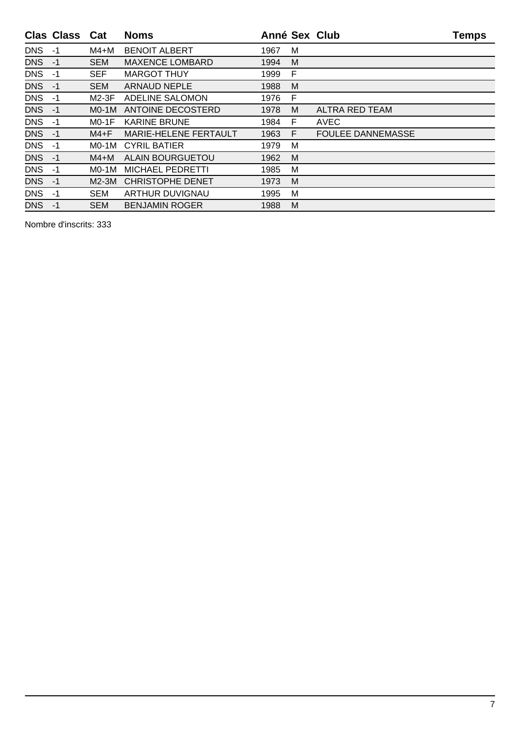| Clas | Class | Cat | Noms | Anné | Sex | Club | Temps |
|---|---|---|---|---|---|---|---|
| DNS | -1 | M4+M | BENOIT ALBERT | 1967 | M | | |
| DNS | -1 | SEM | MAXENCE LOMBARD | 1994 | M | | |
| DNS | -1 | SEF | MARGOT THUY | 1999 | F | | |
| DNS | -1 | SEM | ARNAUD NEPLE | 1988 | M | | |
| DNS | -1 | M2-3F | ADELINE SALOMON | 1976 | F | | |
| DNS | -1 | M0-1M | ANTOINE DECOSTERD | 1978 | M | ALTRA RED TEAM | |
| DNS | -1 | M0-1F | KARINE BRUNE | 1984 | F | AVEC | |
| DNS | -1 | M4+F | MARIE-HELENE FERTAULT | 1963 | F | FOULEE DANNEMASSE | |
| DNS | -1 | M0-1M | CYRIL BATIER | 1979 | M | | |
| DNS | -1 | M4+M | ALAIN BOURGUETOU | 1962 | M | | |
| DNS | -1 | M0-1M | MICHAEL PEDRETTI | 1985 | M | | |
| DNS | -1 | M2-3M | CHRISTOPHE DENET | 1973 | M | | |
| DNS | -1 | SEM | ARTHUR DUVIGNAU | 1995 | M | | |
| DNS | -1 | SEM | BENJAMIN ROGER | 1988 | M | | |

Nombre d'inscrits: 333